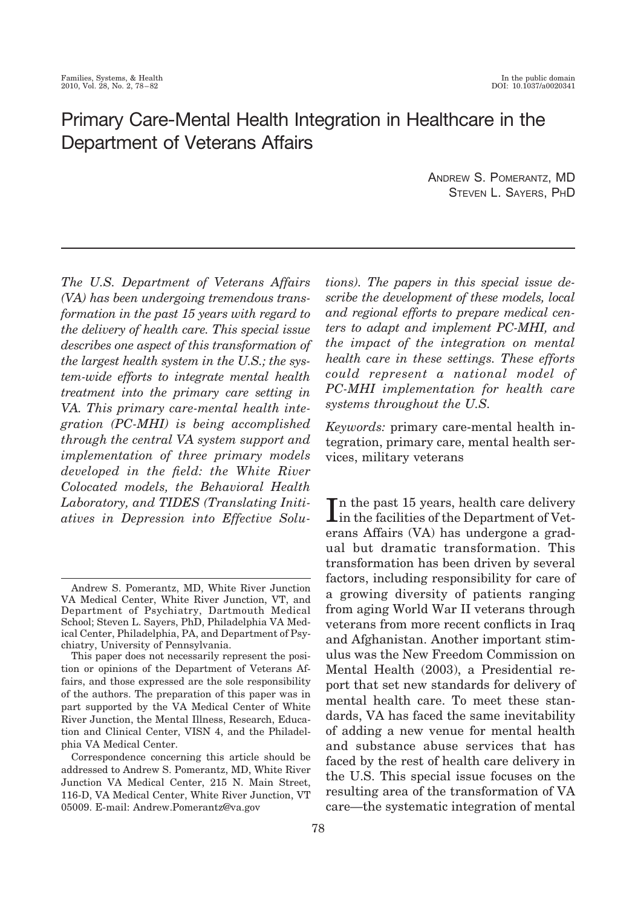# Primary Care-Mental Health Integration in Healthcare in the Department of Veterans Affairs

Andrew S. Pomerantz, MD
Steven L. Sayers, PhD

*The U.S. Department of Veterans Affairs (VA) has been undergoing tremendous transformation in the past 15 years with regard to the delivery of health care. This special issue describes one aspect of this transformation of the largest health system in the U.S.; the system-wide efforts to integrate mental health treatment into the primary care setting in VA. This primary care-mental health integration (PC-MHI) is being accomplished through the central VA system support and implementation of three primary models developed in the field: the White River Colocated models, the Behavioral Health Laboratory, and TIDES (Translating Initiatives in Depression into Effective Solutions). The papers in this special issue describe the development of these models, local and regional efforts to prepare medical centers to adapt and implement PC-MHI, and the impact of the integration on mental health care in these settings. These efforts could represent a national model of PC-MHI implementation for health care systems throughout the U.S.*

*Keywords:* primary care-mental health integration, primary care, mental health services, military veterans

In the past 15 years, health care delivery in the facilities of the Department of Veterans Affairs (VA) has undergone a gradual but dramatic transformation. This transformation has been driven by several factors, including responsibility for care of a growing diversity of patients ranging from aging World War II veterans through veterans from more recent conflicts in Iraq and Afghanistan. Another important stimulus was the New Freedom Commission on Mental Health (2003), a Presidential report that set new standards for delivery of mental health care. To meet these standards, VA has faced the same inevitability of adding a new venue for mental health and substance abuse services that has faced by the rest of health care delivery in the U.S. This special issue focuses on the resulting area of the transformation of VA care—the systematic integration of mental

---

Andrew S. Pomerantz, MD, White River Junction VA Medical Center, White River Junction, VT, and Department of Psychiatry, Dartmouth Medical School; Steven L. Sayers, PhD, Philadelphia VA Medical Center, Philadelphia, PA, and Department of Psychiatry, University of Pennsylvania.

This paper does not necessarily represent the position or opinions of the Department of Veterans Affairs, and those expressed are the sole responsibility of the authors. The preparation of this paper was in part supported by the VA Medical Center of White River Junction, the Mental Illness, Research, Education and Clinical Center, VISN 4, and the Philadelphia VA Medical Center.

Correspondence concerning this article should be addressed to Andrew S. Pomerantz, MD, White River Junction VA Medical Center, 215 N. Main Street, 116-D, VA Medical Center, White River Junction, VT 05009. E-mail: Andrew.Pomerantz@va.gov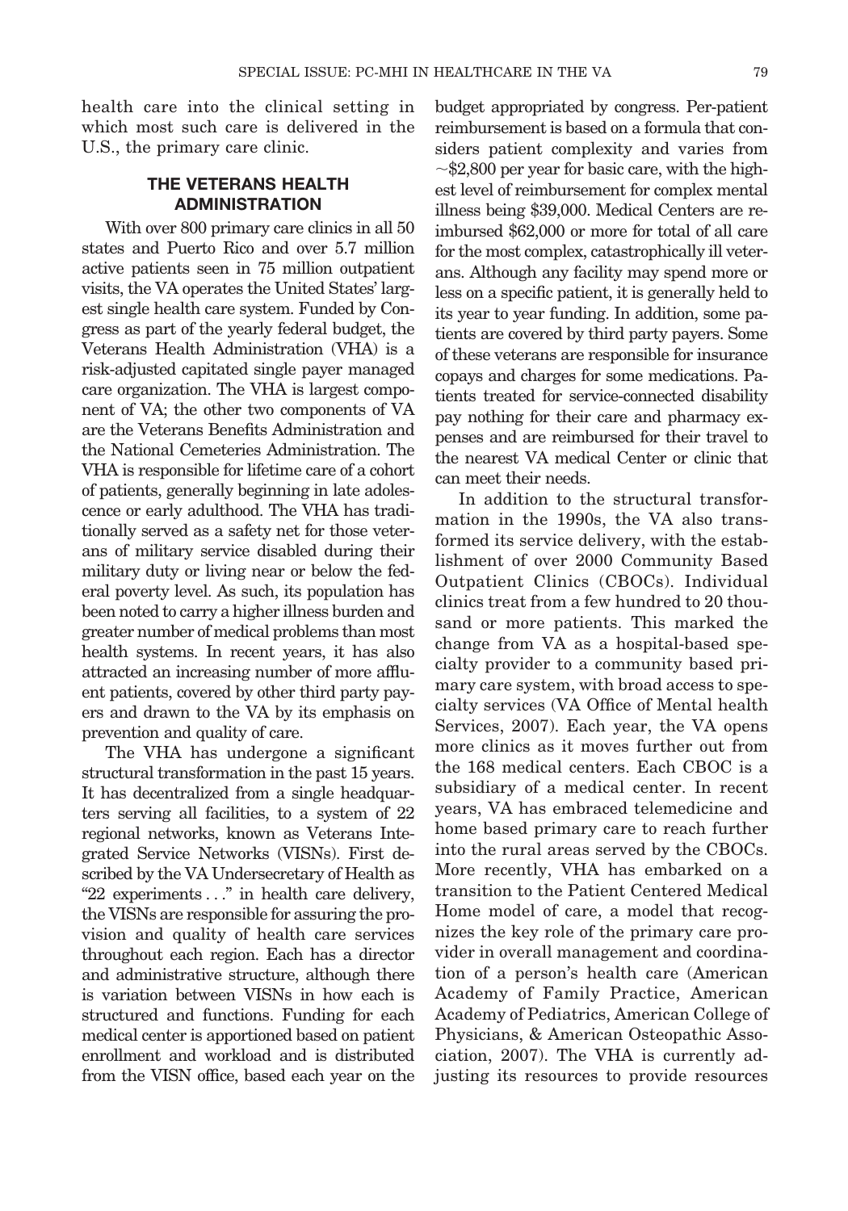health care into the clinical setting in which most such care is delivered in the U.S., the primary care clinic.

## THE VETERANS HEALTH ADMINISTRATION

With over 800 primary care clinics in all 50 states and Puerto Rico and over 5.7 million active patients seen in 75 million outpatient visits, the VA operates the United States' largest single health care system. Funded by Congress as part of the yearly federal budget, the Veterans Health Administration (VHA) is a risk-adjusted capitated single payer managed care organization. The VHA is largest component of VA; the other two components of VA are the Veterans Benefits Administration and the National Cemeteries Administration. The VHA is responsible for lifetime care of a cohort of patients, generally beginning in late adolescence or early adulthood. The VHA has traditionally served as a safety net for those veterans of military service disabled during their military duty or living near or below the federal poverty level. As such, its population has been noted to carry a higher illness burden and greater number of medical problems than most health systems. In recent years, it has also attracted an increasing number of more affluent patients, covered by other third party payers and drawn to the VA by its emphasis on prevention and quality of care.

The VHA has undergone a significant structural transformation in the past 15 years. It has decentralized from a single headquarters serving all facilities, to a system of 22 regional networks, known as Veterans Integrated Service Networks (VISNs). First described by the VA Undersecretary of Health as "22 experiments . . ." in health care delivery, the VISNs are responsible for assuring the provision and quality of health care services throughout each region. Each has a director and administrative structure, although there is variation between VISNs in how each is structured and functions. Funding for each medical center is apportioned based on patient enrollment and workload and is distributed from the VISN office, based each year on the budget appropriated by congress. Per-patient reimbursement is based on a formula that considers patient complexity and varies from ~$2,800 per year for basic care, with the highest level of reimbursement for complex mental illness being $39,000. Medical Centers are reimbursed $62,000 or more for total of all care for the most complex, catastrophically ill veterans. Although any facility may spend more or less on a specific patient, it is generally held to its year to year funding. In addition, some patients are covered by third party payers. Some of these veterans are responsible for insurance copays and charges for some medications. Patients treated for service-connected disability pay nothing for their care and pharmacy expenses and are reimbursed for their travel to the nearest VA medical Center or clinic that can meet their needs.

In addition to the structural transformation in the 1990s, the VA also transformed its service delivery, with the establishment of over 2000 Community Based Outpatient Clinics (CBOCs). Individual clinics treat from a few hundred to 20 thousand or more patients. This marked the change from VA as a hospital-based specialty provider to a community based primary care system, with broad access to specialty services (VA Office of Mental health Services, 2007). Each year, the VA opens more clinics as it moves further out from the 168 medical centers. Each CBOC is a subsidiary of a medical center. In recent years, VA has embraced telemedicine and home based primary care to reach further into the rural areas served by the CBOCs. More recently, VHA has embarked on a transition to the Patient Centered Medical Home model of care, a model that recognizes the key role of the primary care provider in overall management and coordination of a person's health care (American Academy of Family Practice, American Academy of Pediatrics, American College of Physicians, & American Osteopathic Association, 2007). The VHA is currently adjusting its resources to provide resources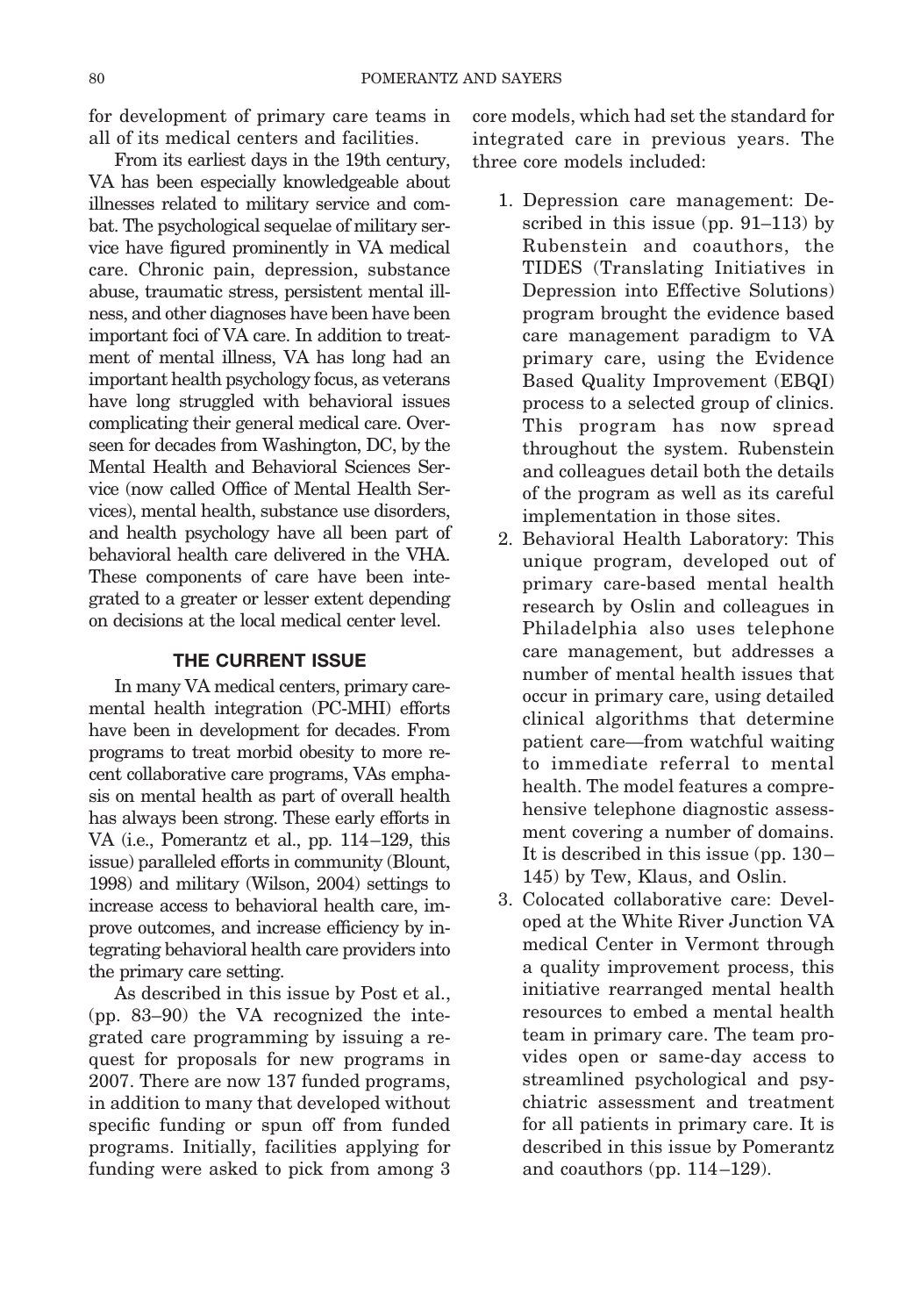for development of primary care teams in all of its medical centers and facilities.

From its earliest days in the 19th century, VA has been especially knowledgeable about illnesses related to military service and combat. The psychological sequelae of military service have figured prominently in VA medical care. Chronic pain, depression, substance abuse, traumatic stress, persistent mental illness, and other diagnoses have been have been important foci of VA care. In addition to treatment of mental illness, VA has long had an important health psychology focus, as veterans have long struggled with behavioral issues complicating their general medical care. Overseen for decades from Washington, DC, by the Mental Health and Behavioral Sciences Service (now called Office of Mental Health Services), mental health, substance use disorders, and health psychology have all been part of behavioral health care delivered in the VHA. These components of care have been integrated to a greater or lesser extent depending on decisions at the local medical center level.

## THE CURRENT ISSUE

In many VA medical centers, primary care-mental health integration (PC-MHI) efforts have been in development for decades. From programs to treat morbid obesity to more recent collaborative care programs, VAs emphasis on mental health as part of overall health has always been strong. These early efforts in VA (i.e., Pomerantz et al., pp. 114–129, this issue) paralleled efforts in community (Blount, 1998) and military (Wilson, 2004) settings to increase access to behavioral health care, improve outcomes, and increase efficiency by integrating behavioral health care providers into the primary care setting.

As described in this issue by Post et al., (pp. 83–90) the VA recognized the integrated care programming by issuing a request for proposals for new programs in 2007. There are now 137 funded programs, in addition to many that developed without specific funding or spun off from funded programs. Initially, facilities applying for funding were asked to pick from among 3 core models, which had set the standard for integrated care in previous years. The three core models included:

1. Depression care management: Described in this issue (pp. 91–113) by Rubenstein and coauthors, the TIDES (Translating Initiatives in Depression into Effective Solutions) program brought the evidence based care management paradigm to VA primary care, using the Evidence Based Quality Improvement (EBQI) process to a selected group of clinics. This program has now spread throughout the system. Rubenstein and colleagues detail both the details of the program as well as its careful implementation in those sites.
2. Behavioral Health Laboratory: This unique program, developed out of primary care-based mental health research by Oslin and colleagues in Philadelphia also uses telephone care management, but addresses a number of mental health issues that occur in primary care, using detailed clinical algorithms that determine patient care—from watchful waiting to immediate referral to mental health. The model features a comprehensive telephone diagnostic assessment covering a number of domains. It is described in this issue (pp. 130–145) by Tew, Klaus, and Oslin.
3. Colocated collaborative care: Developed at the White River Junction VA medical Center in Vermont through a quality improvement process, this initiative rearranged mental health resources to embed a mental health team in primary care. The team provides open or same-day access to streamlined psychological and psychiatric assessment and treatment for all patients in primary care. It is described in this issue by Pomerantz and coauthors (pp. 114–129).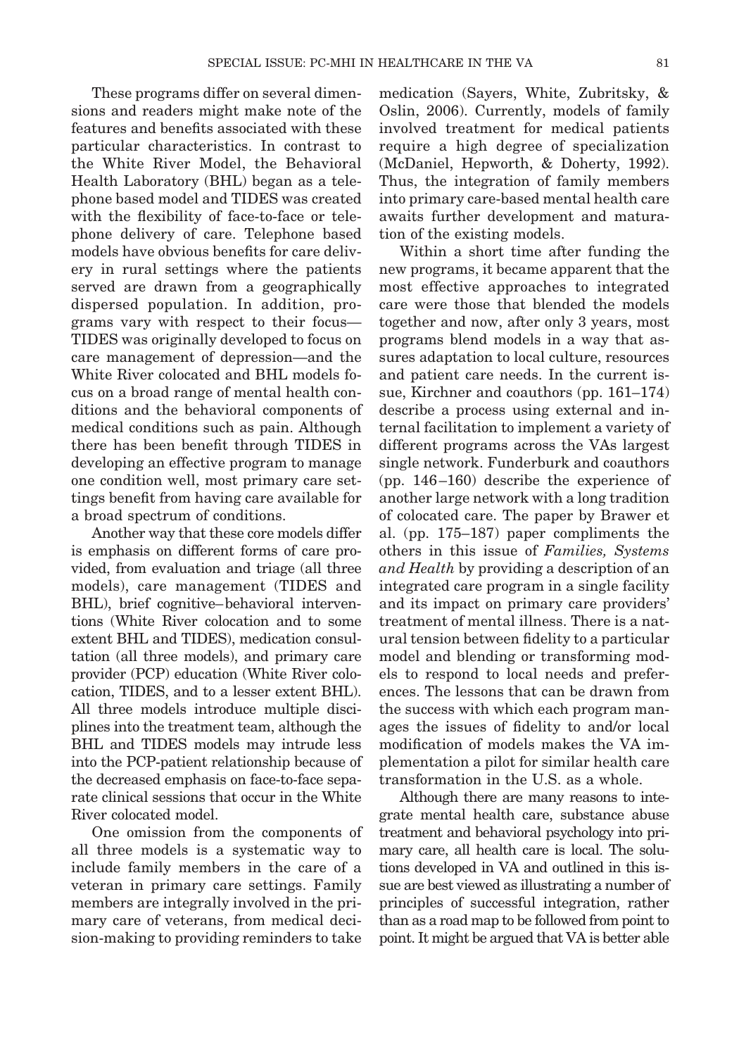These programs differ on several dimensions and readers might make note of the features and benefits associated with these particular characteristics. In contrast to the White River Model, the Behavioral Health Laboratory (BHL) began as a telephone based model and TIDES was created with the flexibility of face-to-face or telephone delivery of care. Telephone based models have obvious benefits for care delivery in rural settings where the patients served are drawn from a geographically dispersed population. In addition, programs vary with respect to their focus—TIDES was originally developed to focus on care management of depression—and the White River colocated and BHL models focus on a broad range of mental health conditions and the behavioral components of medical conditions such as pain. Although there has been benefit through TIDES in developing an effective program to manage one condition well, most primary care settings benefit from having care available for a broad spectrum of conditions.

Another way that these core models differ is emphasis on different forms of care provided, from evaluation and triage (all three models), care management (TIDES and BHL), brief cognitive–behavioral interventions (White River colocation and to some extent BHL and TIDES), medication consultation (all three models), and primary care provider (PCP) education (White River colocation, TIDES, and to a lesser extent BHL). All three models introduce multiple disciplines into the treatment team, although the BHL and TIDES models may intrude less into the PCP-patient relationship because of the decreased emphasis on face-to-face separate clinical sessions that occur in the White River colocated model.

One omission from the components of all three models is a systematic way to include family members in the care of a veteran in primary care settings. Family members are integrally involved in the primary care of veterans, from medical decision-making to providing reminders to take medication (Sayers, White, Zubritsky, & Oslin, 2006). Currently, models of family involved treatment for medical patients require a high degree of specialization (McDaniel, Hepworth, & Doherty, 1992). Thus, the integration of family members into primary care-based mental health care awaits further development and maturation of the existing models.

Within a short time after funding the new programs, it became apparent that the most effective approaches to integrated care were those that blended the models together and now, after only 3 years, most programs blend models in a way that assures adaptation to local culture, resources and patient care needs. In the current issue, Kirchner and coauthors (pp. 161–174) describe a process using external and internal facilitation to implement a variety of different programs across the VAs largest single network. Funderburk and coauthors (pp. 146–160) describe the experience of another large network with a long tradition of colocated care. The paper by Brawer et al. (pp. 175–187) paper compliments the others in this issue of *Families, Systems and Health* by providing a description of an integrated care program in a single facility and its impact on primary care providers' treatment of mental illness. There is a natural tension between fidelity to a particular model and blending or transforming models to respond to local needs and preferences. The lessons that can be drawn from the success with which each program manages the issues of fidelity to and/or local modification of models makes the VA implementation a pilot for similar health care transformation in the U.S. as a whole.

Although there are many reasons to integrate mental health care, substance abuse treatment and behavioral psychology into primary care, all health care is local. The solutions developed in VA and outlined in this issue are best viewed as illustrating a number of principles of successful integration, rather than as a road map to be followed from point to point. It might be argued that VA is better able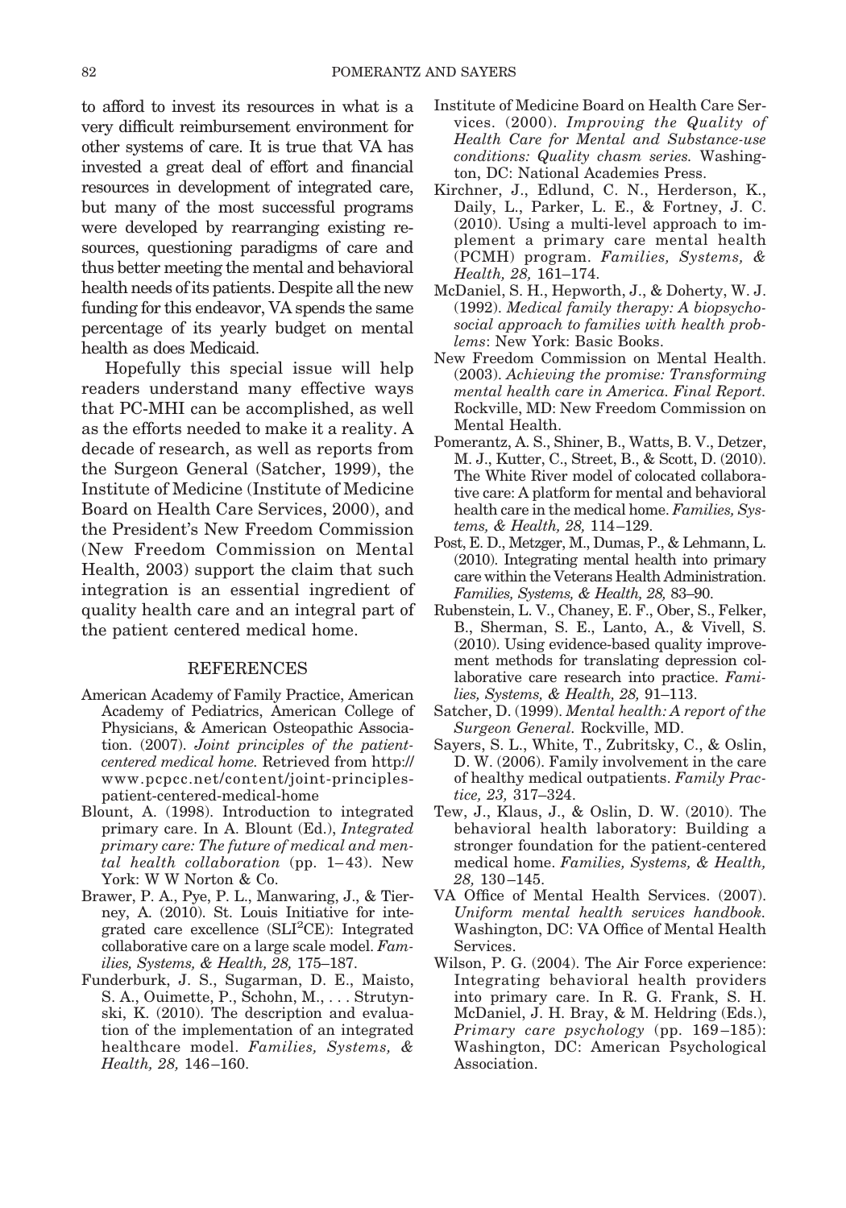to afford to invest its resources in what is a very difficult reimbursement environment for other systems of care. It is true that VA has invested a great deal of effort and financial resources in development of integrated care, but many of the most successful programs were developed by rearranging existing resources, questioning paradigms of care and thus better meeting the mental and behavioral health needs of its patients. Despite all the new funding for this endeavor, VA spends the same percentage of its yearly budget on mental health as does Medicaid.

Hopefully this special issue will help readers understand many effective ways that PC-MHI can be accomplished, as well as the efforts needed to make it a reality. A decade of research, as well as reports from the Surgeon General (Satcher, 1999), the Institute of Medicine (Institute of Medicine Board on Health Care Services, 2000), and the President's New Freedom Commission (New Freedom Commission on Mental Health, 2003) support the claim that such integration is an essential ingredient of quality health care and an integral part of the patient centered medical home.

## REFERENCES

American Academy of Family Practice, American Academy of Pediatrics, American College of Physicians, & American Osteopathic Association. (2007). *Joint principles of the patient-centered medical home.* Retrieved from http://www.pcpcc.net/content/joint-principles-patient-centered-medical-home

Blount, A. (1998). Introduction to integrated primary care. In A. Blount (Ed.), *Integrated primary care: The future of medical and mental health collaboration* (pp. 1–43). New York: W W Norton & Co.

Brawer, P. A., Pye, P. L., Manwaring, J., & Tierney, A. (2010). St. Louis Initiative for integrated care excellence (SLI$^2$CE): Integrated collaborative care on a large scale model. *Families, Systems, & Health, 28,* 175–187.

Funderburk, J. S., Sugarman, D. E., Maisto, S. A., Ouimette, P., Schohn, M., . . . Strutynski, K. (2010). The description and evaluation of the implementation of an integrated healthcare model. *Families, Systems, & Health, 28,* 146–160.

Institute of Medicine Board on Health Care Services. (2000). *Improving the Quality of Health Care for Mental and Substance-use conditions: Quality chasm series.* Washington, DC: National Academies Press.

Kirchner, J., Edlund, C. N., Herderson, K., Daily, L., Parker, L. E., & Fortney, J. C. (2010). Using a multi-level approach to implement a primary care mental health (PCMH) program. *Families, Systems, & Health, 28,* 161–174.

McDaniel, S. H., Hepworth, J., & Doherty, W. J. (1992). *Medical family therapy: A biopsychosocial approach to families with health problems*: New York: Basic Books.

New Freedom Commission on Mental Health. (2003). *Achieving the promise: Transforming mental health care in America. Final Report.* Rockville, MD: New Freedom Commission on Mental Health.

Pomerantz, A. S., Shiner, B., Watts, B. V., Detzer, M. J., Kutter, C., Street, B., & Scott, D. (2010). The White River model of colocated collaborative care: A platform for mental and behavioral health care in the medical home. *Families, Systems, & Health, 28,* 114–129.

Post, E. D., Metzger, M., Dumas, P., & Lehmann, L. (2010). Integrating mental health into primary care within the Veterans Health Administration. *Families, Systems, & Health, 28,* 83–90.

Rubenstein, L. V., Chaney, E. F., Ober, S., Felker, B., Sherman, S. E., Lanto, A., & Vivell, S. (2010). Using evidence-based quality improvement methods for translating depression collaborative care research into practice. *Families, Systems, & Health, 28,* 91–113.

Satcher, D. (1999). *Mental health: A report of the Surgeon General.* Rockville, MD.

Sayers, S. L., White, T., Zubritsky, C., & Oslin, D. W. (2006). Family involvement in the care of healthy medical outpatients. *Family Practice, 23,* 317–324.

Tew, J., Klaus, J., & Oslin, D. W. (2010). The behavioral health laboratory: Building a stronger foundation for the patient-centered medical home. *Families, Systems, & Health, 28,* 130–145.

VA Office of Mental Health Services. (2007). *Uniform mental health services handbook.* Washington, DC: VA Office of Mental Health Services.

Wilson, P. G. (2004). The Air Force experience: Integrating behavioral health providers into primary care. In R. G. Frank, S. H. McDaniel, J. H. Bray, & M. Heldring (Eds.), *Primary care psychology* (pp. 169–185): Washington, DC: American Psychological Association.